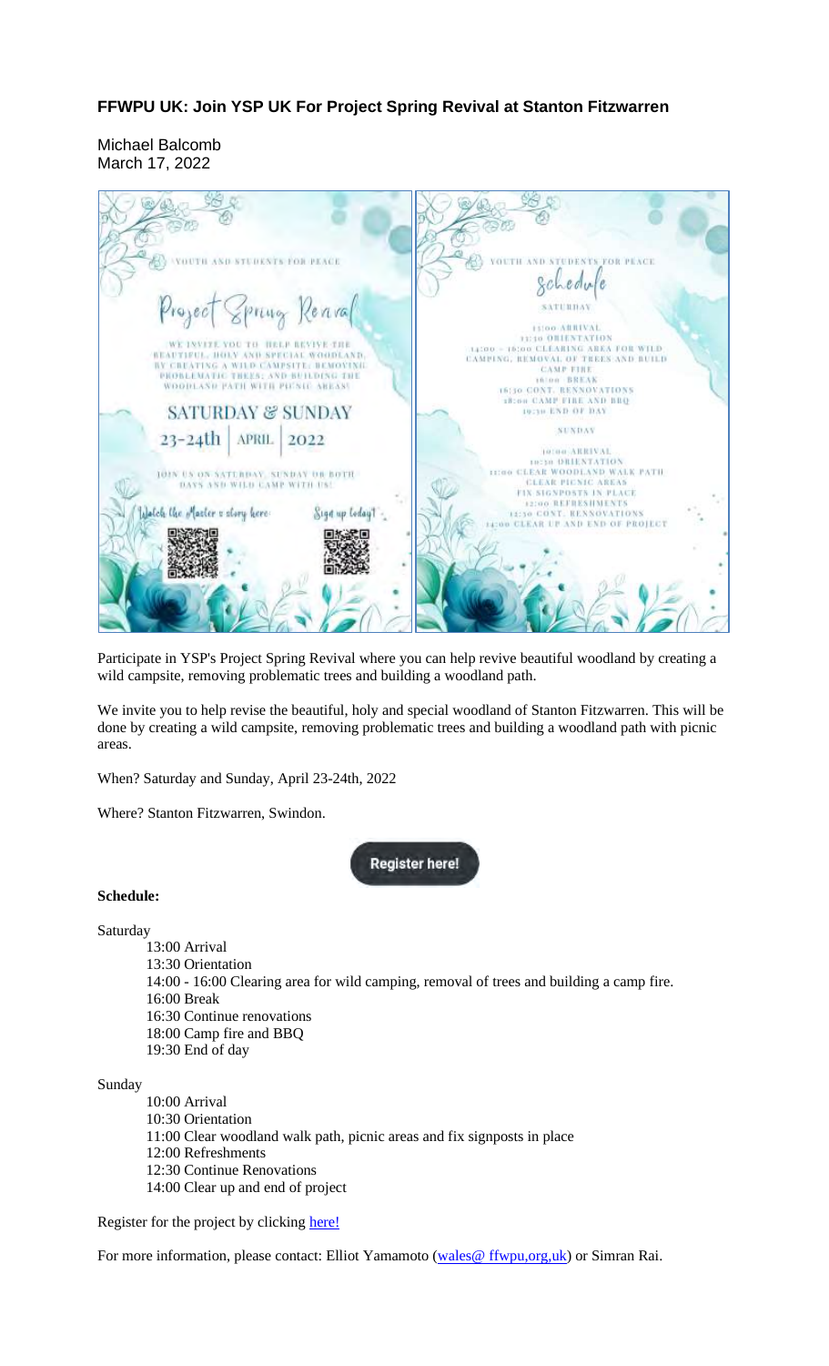# FFWPU UK: Join YSP UK For Project Spring Revival at Stanton Fitzwarren

Michael Balcomb
March 17, 2022

Participate in YSP's Project Spring Revival where you can help revive beautiful woodland by creating a wild campsite, removing problematic trees and building a woodland path.

We invite you to help revise the beautiful, holy and special woodland of Stanton Fitzwarren. This will be done by creating a wild campsite, removing problematic trees and building a woodland path with picnic areas.

When? Saturday and Sunday, April 23-24th, 2022

Where? Stanton Fitzwarren, Swindon.

Register here!

**Schedule:**

Saturday

- 13:00 Arrival
- 13:30 Orientation
- 14:00 - 16:00 Clearing area for wild camping, removal of trees and building a camp fire.
- 16:00 Break
- 16:30 Continue renovations
- 18:00 Camp fire and BBQ
- 19:30 End of day

Sunday

- 10:00 Arrival
- 10:30 Orientation
- 11:00 Clear woodland walk path, picnic areas and fix signposts in place
- 12:00 Refreshments
- 12:30 Continue Renovations
- 14:00 Clear up and end of project

Register for the project by clicking here!

For more information, please contact: Elliot Yamamoto (wales@ ffwpu,org,uk) or Simran Rai.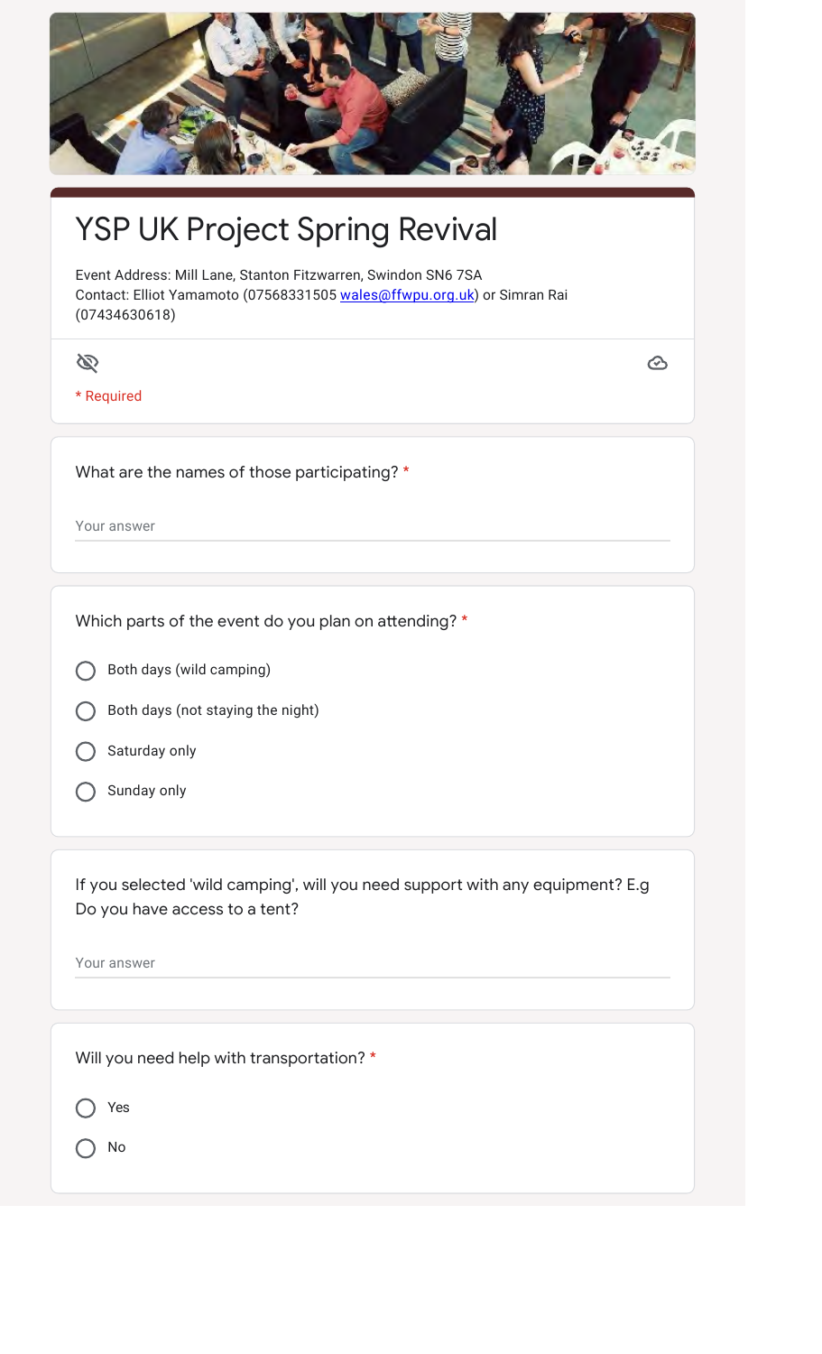# YSP UK Project Spring Revival

Event Address: Mill Lane, Stanton Fitzwarren, Swindon SN6 7SA
Contact: Elliot Yamamoto (07568331505 wales@ffwpu.org.uk) or Simran Rai (07434630618)

* Required

What are the names of those participating? *

Your answer

Which parts of the event do you plan on attending? *

- Both days (wild camping)
- Both days (not staying the night)
- Saturday only
- Sunday only

If you selected 'wild camping', will you need support with any equipment? E.g Do you have access to a tent?

Your answer

Will you need help with transportation? *

- Yes
- No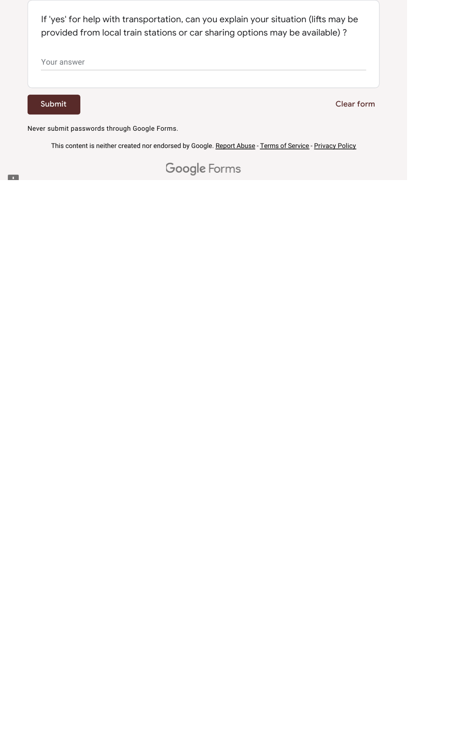If 'yes' for help with transportation, can you explain your situation (lifts may be provided from local train stations or car sharing options may be available) ?

Your answer

Submit

Clear form

Never submit passwords through Google Forms.

This content is neither created nor endorsed by Google. Report Abuse - Terms of Service - Privacy Policy

Google Forms